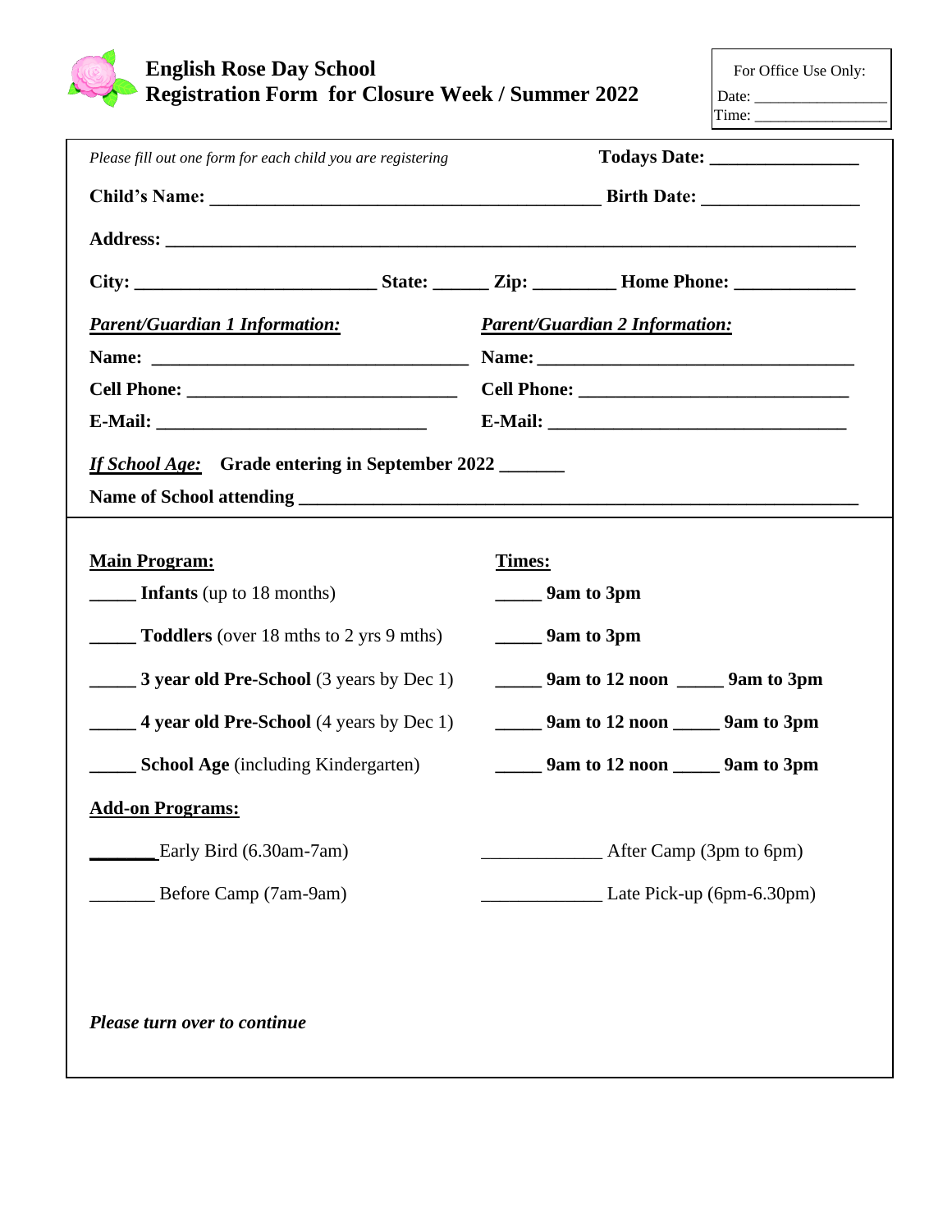# English Rose Day School
## Registration Form for Closure Week / Summer 2022

For Office Use Only:
Date: ________________
Time: ________________

*Please fill out one form for each child you are registering*

**Todays Date: _______________**

**Child's Name: ________________________________________ Birth Date: ________________**

**Address: ______________________________________________________________________**

**City: _________________________ State: ______ Zip: _________ Home Phone: _____________**

***Parent/Guardian 1 Information:***

**Name: _________________________________**

**Cell Phone: _____________________________**

**E-Mail: _____________________________**

***Parent/Guardian 2 Information:***

**Name: _________________________________**

**Cell Phone: _____________________________**

**E-Mail: _______________________________**

***If School Age:*** **Grade entering in September 2022 _______**

**Name of School attending ____________________________________________________________**

**Main Program:**

**Times:**

_____ **Infants** (up to 18 months) — _____ **9am to 3pm**

_____ **Toddlers** (over 18 mths to 2 yrs 9 mths) — _____ **9am to 3pm**

_____ **3 year old Pre-School** (3 years by Dec 1) — _____ **9am to 12 noon** _____ **9am to 3pm**

_____ **4 year old Pre-School** (4 years by Dec 1) — _____ **9am to 12 noon** _____ **9am to 3pm**

_____ **School Age** (including Kindergarten) — _____ **9am to 12 noon** _____ **9am to 3pm**

**Add-on Programs:**

_______ Early Bird (6.30am-7am)

_______ Before Camp (7am-9am)

_____________ After Camp (3pm to 6pm)

_____________ Late Pick-up (6pm-6.30pm)

***Please turn over to continue***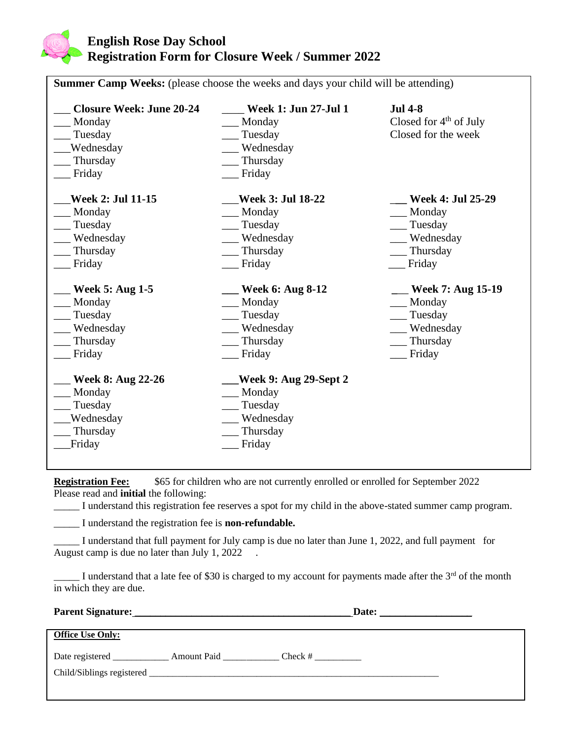# English Rose Day School
## Registration Form for Closure Week / Summer 2022

**Summer Camp Weeks:** (please choose the weeks and days your child will be attending)

___ **Closure Week: June 20-24**
___ Monday
___ Tuesday
___Wednesday
___ Thursday
___ Friday

____ **Week 1: Jun 27-Jul 1**
___ Monday
___ Tuesday
___ Wednesday
___ Thursday
___ Friday

**Jul 4-8**
Closed for 4th of July
Closed for the week

___**Week 2: Jul 11-15**
___ Monday
___ Tuesday
___ Wednesday
___ Thursday
___ Friday

___**Week 3: Jul 18-22**
___ Monday
___ Tuesday
___ Wednesday
___ Thursday
___ Friday

___ **Week 4: Jul 25-29**
___ Monday
___ Tuesday
___ Wednesday
___ Thursday
___ Friday

___ **Week 5: Aug 1-5**
___ Monday
___ Tuesday
___ Wednesday
___ Thursday
___ Friday

___ **Week 6: Aug 8-12**
___ Monday
___ Tuesday
___ Wednesday
___ Thursday
___ Friday

___ **Week 7: Aug 15-19**
___ Monday
___ Tuesday
___ Wednesday
___ Thursday
___ Friday

___ **Week 8: Aug 22-26**
___ Monday
___ Tuesday
___Wednesday
___ Thursday
___Friday

___**Week 9: Aug 29-Sept 2**
___ Monday
___ Tuesday
___ Wednesday
___ Thursday
___ Friday

**Registration Fee:** $65 for children who are not currently enrolled or enrolled for September 2022

Please read and **initial** the following:

_____ I understand this registration fee reserves a spot for my child in the above-stated summer camp program.

_____ I understand the registration fee is **non-refundable.**

_____ I understand that full payment for July camp is due no later than June 1, 2022, and full payment for August camp is due no later than July 1, 2022 .

_____ I understand that a late fee of $30 is charged to my account for payments made after the 3rd of the month in which they are due.

**Parent Signature:**___________________________________________ **Date:** _________________

**Office Use Only:**

Date registered ____________ Amount Paid ____________ Check # __________

Child/Siblings registered ________________________________________________________________